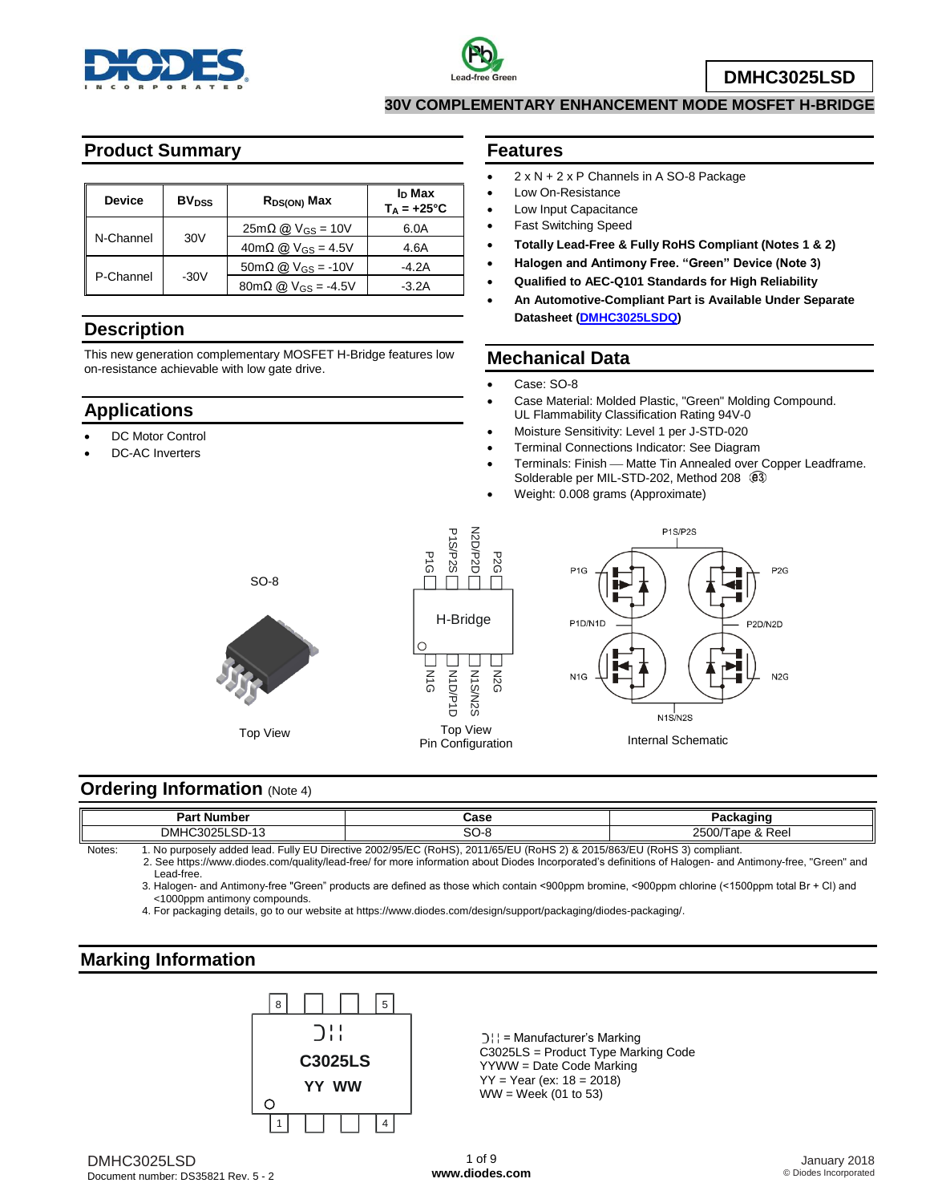# DMHC3025LSD

## 30V COMPLEMENTARY ENHANCEMENT MODE MOSFET H-BRIDGE

## Product Summary

| Device | $BV_{DSS}$ | $R_{DS(ON)}$ Max | $I_D$ Max $T_A = +25°C$ |
|---|---|---|---|
| N-Channel | 30V | 25mΩ @ $V_{GS}$ = 10V | 6.0A |
| | | 40mΩ @ $V_{GS}$ = 4.5V | 4.6A |
| P-Channel | -30V | 50mΩ @ $V_{GS}$ = -10V | -4.2A |
| | | 80mΩ @ $V_{GS}$ = -4.5V | -3.2A |

## Description

This new generation complementary MOSFET H-Bridge features low on-resistance achievable with low gate drive.

## Applications

- DC Motor Control
- DC-AC Inverters

## Features

- 2 x N + 2 x P Channels in A SO-8 Package
- Low On-Resistance
- Low Input Capacitance
- Fast Switching Speed
- **Totally Lead-Free & Fully RoHS Compliant (Notes 1 & 2)**
- **Halogen and Antimony Free. "Green" Device (Note 3)**
- **Qualified to AEC-Q101 Standards for High Reliability**
- **An Automotive-Compliant Part is Available Under Separate Datasheet (DMHC3025LSDQ)**

## Mechanical Data

- Case: SO-8
- Case Material: Molded Plastic, "Green" Molding Compound. UL Flammability Classification Rating 94V-0
- Moisture Sensitivity: Level 1 per J-STD-020
- Terminal Connections Indicator: See Diagram
- Terminals: Finish — Matte Tin Annealed over Copper Leadframe. Solderable per MIL-STD-202, Method 208 (e3)
- Weight: 0.008 grams (Approximate)

SO-8

Top View

P1G P1S/P2S N2D/P2D P2G

H-Bridge

N1G N1D/P1D N1S/N2S N2G

Top View
Pin Configuration

P1S/P2S, P1G, P2G, P1D/N1D, P2D/N2D, N1G, N2G, N1S/N2S

Internal Schematic

## Ordering Information (Note 4)

| Part Number | Case | Packaging |
|---|---|---|
| DMHC3025LSD-13 | SO-8 | 2500/Tape & Reel |

Notes:
1. No purposely added lead. Fully EU Directive 2002/95/EC (RoHS), 2011/65/EU (RoHS 2) & 2015/863/EU (RoHS 3) compliant.
2. See https://www.diodes.com/quality/lead-free/ for more information about Diodes Incorporated's definitions of Halogen- and Antimony-free, "Green" and Lead-free.
3. Halogen- and Antimony-free "Green" products are defined as those which contain <900ppm bromine, <900ppm chlorine (<1500ppm total Br + Cl) and <1000ppm antimony compounds.
4. For packaging details, go to our website at https://www.diodes.com/design/support/packaging/diodes-packaging/.

## Marking Information

8 5

C3025LS
YY WW

1 4

= Manufacturer's Marking
C3025LS = Product Type Marking Code
YYWW = Date Code Marking
YY = Year (ex: 18 = 2018)
WW = Week (01 to 53)

DMHC3025LSD
Document number: DS35821 Rev. 5 - 2

January 2018
© Diodes Incorporated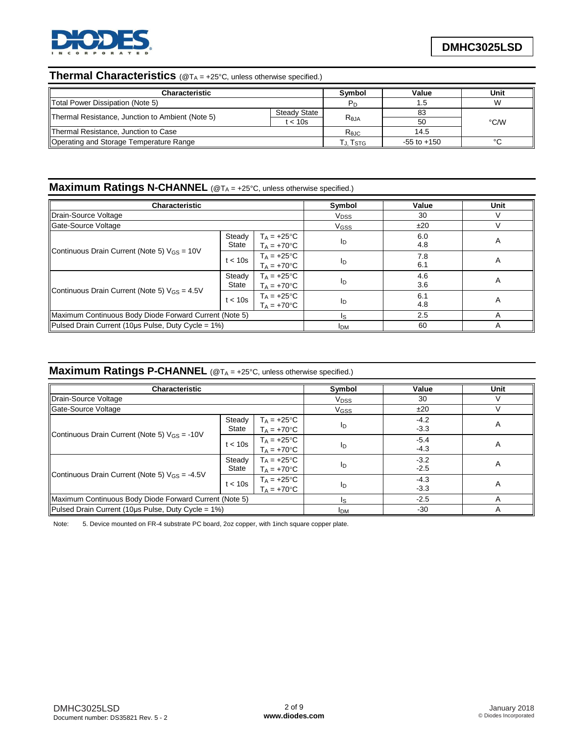## Thermal Characteristics (@$T_A$ = +25°C, unless otherwise specified.)

| Characteristic | | Symbol | Value | Unit |
|---|---|---|---|---|
| Total Power Dissipation (Note 5) | | $P_D$ | 1.5 | W |
| Thermal Resistance, Junction to Ambient (Note 5) | Steady State | $R_{θJA}$ | 83 | °C/W |
| | t < 10s | | 50 | |
| Thermal Resistance, Junction to Case | | $R_{θJC}$ | 14.5 | |
| Operating and Storage Temperature Range | | $T_J, T_{STG}$ | -55 to +150 | °C |

## Maximum Ratings N-CHANNEL (@$T_A$ = +25°C, unless otherwise specified.)

| Characteristic | | | Symbol | Value | Unit |
|---|---|---|---|---|---|
| Drain-Source Voltage | | | $V_{DSS}$ | 30 | V |
| Gate-Source Voltage | | | $V_{GSS}$ | ±20 | V |
| Continuous Drain Current (Note 5) $V_{GS}$ = 10V | Steady State | $T_A$ = +25°C<br>$T_A$ = +70°C | $I_D$ | 6.0<br>4.8 | A |
| | t < 10s | $T_A$ = +25°C<br>$T_A$ = +70°C | $I_D$ | 7.8<br>6.1 | A |
| Continuous Drain Current (Note 5) $V_{GS}$ = 4.5V | Steady State | $T_A$ = +25°C<br>$T_A$ = +70°C | $I_D$ | 4.6<br>3.6 | A |
| | t < 10s | $T_A$ = +25°C<br>$T_A$ = +70°C | $I_D$ | 6.1<br>4.8 | A |
| Maximum Continuous Body Diode Forward Current (Note 5) | | | $I_S$ | 2.5 | A |
| Pulsed Drain Current (10µs Pulse, Duty Cycle = 1%) | | | $I_{DM}$ | 60 | A |

## Maximum Ratings P-CHANNEL (@$T_A$ = +25°C, unless otherwise specified.)

| Characteristic | | | Symbol | Value | Unit |
|---|---|---|---|---|---|
| Drain-Source Voltage | | | $V_{DSS}$ | 30 | V |
| Gate-Source Voltage | | | $V_{GSS}$ | ±20 | V |
| Continuous Drain Current (Note 5) $V_{GS}$ = -10V | Steady State | $T_A$ = +25°C<br>$T_A$ = +70°C | $I_D$ | -4.2<br>-3.3 | A |
| | t < 10s | $T_A$ = +25°C<br>$T_A$ = +70°C | $I_D$ | -5.4<br>-4.3 | A |
| Continuous Drain Current (Note 5) $V_{GS}$ = -4.5V | Steady State | $T_A$ = +25°C<br>$T_A$ = +70°C | $I_D$ | -3.2<br>-2.5 | A |
| | t < 10s | $T_A$ = +25°C<br>$T_A$ = +70°C | $I_D$ | -4.3<br>-3.3 | A |
| Maximum Continuous Body Diode Forward Current (Note 5) | | | $I_S$ | -2.5 | A |
| Pulsed Drain Current (10µs Pulse, Duty Cycle = 1%) | | | $I_{DM}$ | -30 | A |

Note: 5. Device mounted on FR-4 substrate PC board, 2oz copper, with 1inch square copper plate.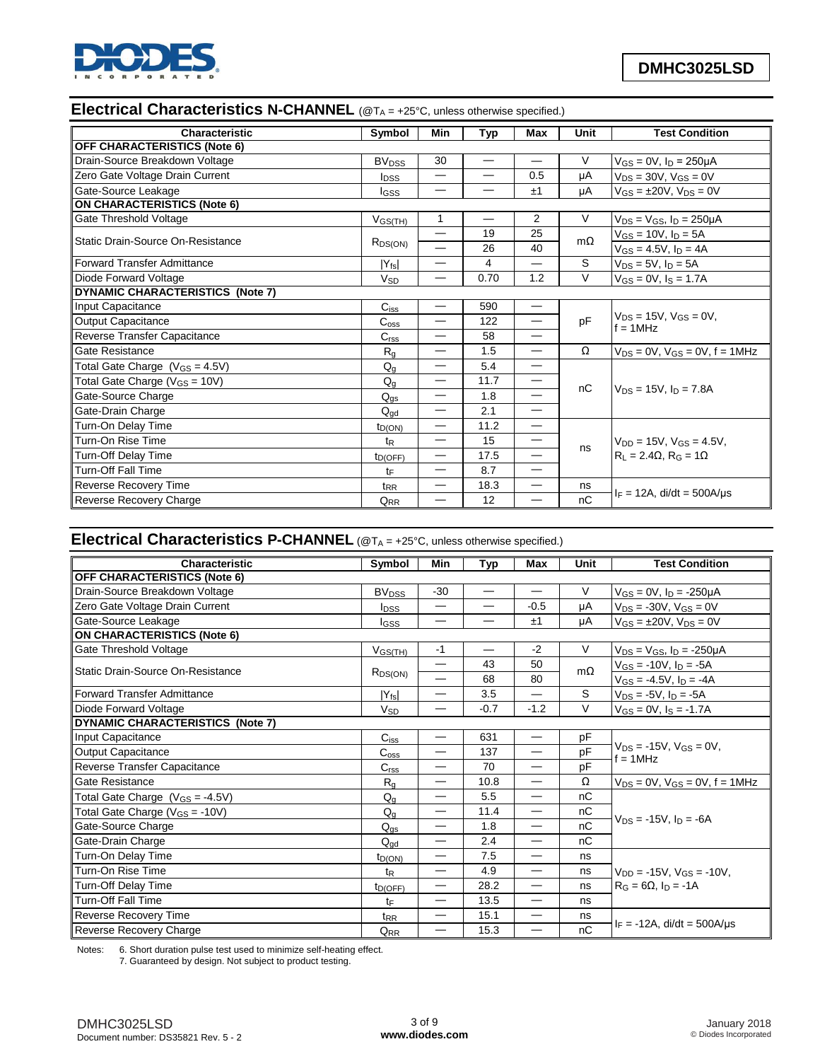## Electrical Characteristics N-CHANNEL (@$T_A$ = +25°C, unless otherwise specified.)

| Characteristic | Symbol | Min | Typ | Max | Unit | Test Condition |
|---|---|---|---|---|---|---|
| **OFF CHARACTERISTICS (Note 6)** | | | | | | |
| Drain-Source Breakdown Voltage | $BV_{DSS}$ | 30 | — | — | V | $V_{GS}$ = 0V, $I_D$ = 250μA |
| Zero Gate Voltage Drain Current | $I_{DSS}$ | — | — | 0.5 | μA | $V_{DS}$ = 30V, $V_{GS}$ = 0V |
| Gate-Source Leakage | $I_{GSS}$ | — | — | ±1 | μA | $V_{GS}$ = ±20V, $V_{DS}$ = 0V |
| **ON CHARACTERISTICS (Note 6)** | | | | | | |
| Gate Threshold Voltage | $V_{GS(TH)}$ | 1 | — | 2 | V | $V_{DS}$ = $V_{GS}$, $I_D$ = 250μA |
| Static Drain-Source On-Resistance | $R_{DS(ON)}$ | — | 19 | 25 | mΩ | $V_{GS}$ = 10V, $I_D$ = 5A |
| | | — | 26 | 40 | | $V_{GS}$ = 4.5V, $I_D$ = 4A |
| Forward Transfer Admittance | $\lvert Y_{fs} \rvert$ | — | 4 | — | S | $V_{DS}$ = 5V, $I_D$ = 5A |
| Diode Forward Voltage | $V_{SD}$ | — | 0.70 | 1.2 | V | $V_{GS}$ = 0V, $I_S$ = 1.7A |
| **DYNAMIC CHARACTERISTICS (Note 7)** | | | | | | |
| Input Capacitance | $C_{iss}$ | — | 590 | — | pF | $V_{DS}$ = 15V, $V_{GS}$ = 0V, f = 1MHz |
| Output Capacitance | $C_{oss}$ | — | 122 | — | | |
| Reverse Transfer Capacitance | $C_{rss}$ | — | 58 | — | | |
| Gate Resistance | $R_g$ | — | 1.5 | — | Ω | $V_{DS}$ = 0V, $V_{GS}$ = 0V, f = 1MHz |
| Total Gate Charge ($V_{GS}$ = 4.5V) | $Q_g$ | — | 5.4 | — | nC | $V_{DS}$ = 15V, $I_D$ = 7.8A |
| Total Gate Charge ($V_{GS}$ = 10V) | $Q_g$ | — | 11.7 | — | | |
| Gate-Source Charge | $Q_{gs}$ | — | 1.8 | — | | |
| Gate-Drain Charge | $Q_{gd}$ | — | 2.1 | — | | |
| Turn-On Delay Time | $t_{D(ON)}$ | — | 11.2 | — | ns | $V_{DD}$ = 15V, $V_{GS}$ = 4.5V, $R_L$ = 2.4Ω, $R_G$ = 1Ω |
| Turn-On Rise Time | $t_R$ | — | 15 | — | | |
| Turn-Off Delay Time | $t_{D(OFF)}$ | — | 17.5 | — | | |
| Turn-Off Fall Time | $t_F$ | — | 8.7 | — | | |
| Reverse Recovery Time | $t_{RR}$ | — | 18.3 | — | ns | $I_F$ = 12A, di/dt = 500A/μs |
| Reverse Recovery Charge | $Q_{RR}$ | — | 12 | — | nC | |

## Electrical Characteristics P-CHANNEL (@$T_A$ = +25°C, unless otherwise specified.)

| Characteristic | Symbol | Min | Typ | Max | Unit | Test Condition |
|---|---|---|---|---|---|---|
| **OFF CHARACTERISTICS (Note 6)** | | | | | | |
| Drain-Source Breakdown Voltage | $BV_{DSS}$ | -30 | — | — | V | $V_{GS}$ = 0V, $I_D$ = -250μA |
| Zero Gate Voltage Drain Current | $I_{DSS}$ | — | — | -0.5 | μA | $V_{DS}$ = -30V, $V_{GS}$ = 0V |
| Gate-Source Leakage | $I_{GSS}$ | — | — | ±1 | μA | $V_{GS}$ = ±20V, $V_{DS}$ = 0V |
| **ON CHARACTERISTICS (Note 6)** | | | | | | |
| Gate Threshold Voltage | $V_{GS(TH)}$ | -1 | — | -2 | V | $V_{DS}$ = $V_{GS}$, $I_D$ = -250μA |
| Static Drain-Source On-Resistance | $R_{DS(ON)}$ | — | 43 | 50 | mΩ | $V_{GS}$ = -10V, $I_D$ = -5A |
| | | — | 68 | 80 | | $V_{GS}$ = -4.5V, $I_D$ = -4A |
| Forward Transfer Admittance | $\lvert Y_{fs} \rvert$ | — | 3.5 | — | S | $V_{DS}$ = -5V, $I_D$ = -5A |
| Diode Forward Voltage | $V_{SD}$ | — | -0.7 | -1.2 | V | $V_{GS}$ = 0V, $I_S$ = -1.7A |
| **DYNAMIC CHARACTERISTICS (Note 7)** | | | | | | |
| Input Capacitance | $C_{iss}$ | — | 631 | — | pF | $V_{DS}$ = -15V, $V_{GS}$ = 0V, f = 1MHz |
| Output Capacitance | $C_{oss}$ | — | 137 | — | pF | |
| Reverse Transfer Capacitance | $C_{rss}$ | — | 70 | — | pF | |
| Gate Resistance | $R_g$ | — | 10.8 | — | Ω | $V_{DS}$ = 0V, $V_{GS}$ = 0V, f = 1MHz |
| Total Gate Charge ($V_{GS}$ = -4.5V) | $Q_g$ | — | 5.5 | — | nC | $V_{DS}$ = -15V, $I_D$ = -6A |
| Total Gate Charge ($V_{GS}$ = -10V) | $Q_g$ | — | 11.4 | — | nC | |
| Gate-Source Charge | $Q_{gs}$ | — | 1.8 | — | nC | |
| Gate-Drain Charge | $Q_{gd}$ | — | 2.4 | — | nC | |
| Turn-On Delay Time | $t_{D(ON)}$ | — | 7.5 | — | ns | $V_{DD}$ = -15V, $V_{GS}$ = -10V, $R_G$ = 6Ω, $I_D$ = -1A |
| Turn-On Rise Time | $t_R$ | — | 4.9 | — | ns | |
| Turn-Off Delay Time | $t_{D(OFF)}$ | — | 28.2 | — | ns | |
| Turn-Off Fall Time | $t_F$ | — | 13.5 | — | ns | |
| Reverse Recovery Time | $t_{RR}$ | — | 15.1 | — | ns | $I_F$ = -12A, di/dt = 500A/μs |
| Reverse Recovery Charge | $Q_{RR}$ | — | 15.3 | — | nC | |

Notes: 6. Short duration pulse test used to minimize self-heating effect.
7. Guaranteed by design. Not subject to product testing.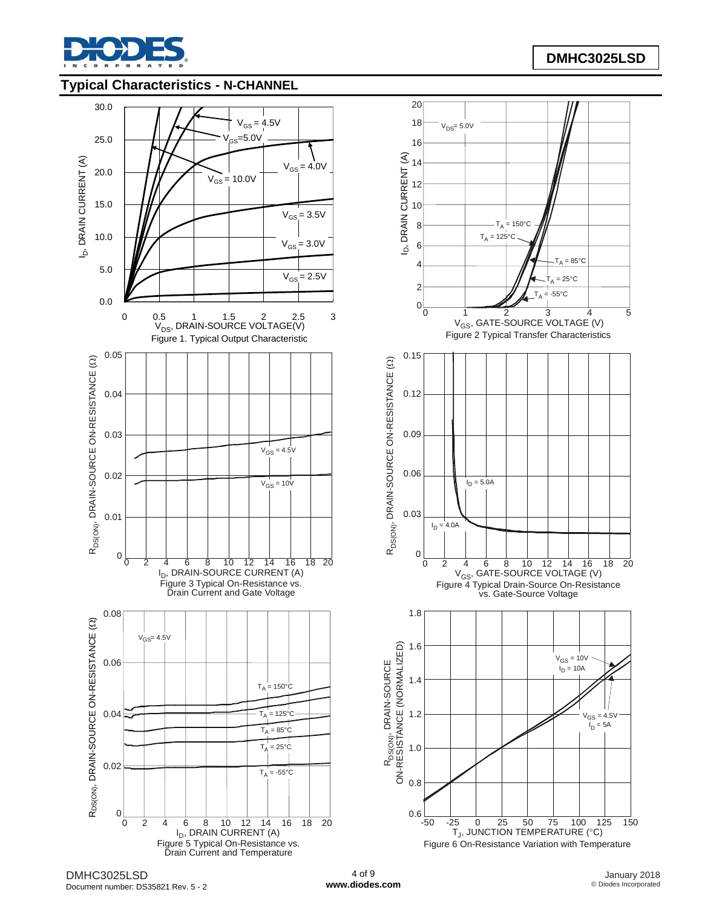## Typical Characteristics - N-CHANNEL

Figure 1. Typical Output Characteristic

Figure 2 Typical Transfer Characteristics

Figure 3 Typical On-Resistance vs. Drain Current and Gate Voltage

Figure 4 Typical Drain-Source On-Resistance vs. Gate-Source Voltage

Figure 5 Typical On-Resistance vs. Drain Current and Temperature

Figure 6 On-Resistance Variation with Temperature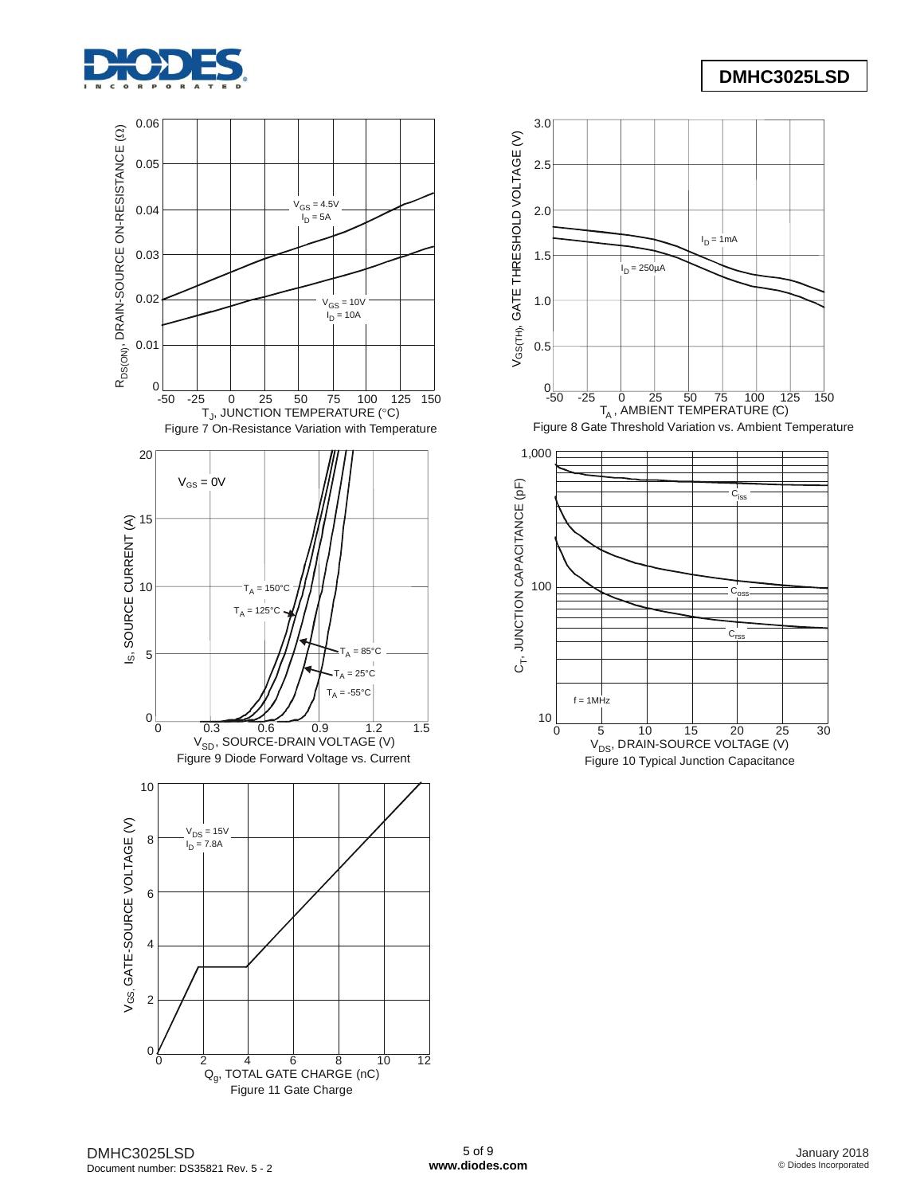Figure 7 On-Resistance Variation with Temperature

Figure 8 Gate Threshold Variation vs. Ambient Temperature

Figure 9 Diode Forward Voltage vs. Current

Figure 10 Typical Junction Capacitance

Figure 11 Gate Charge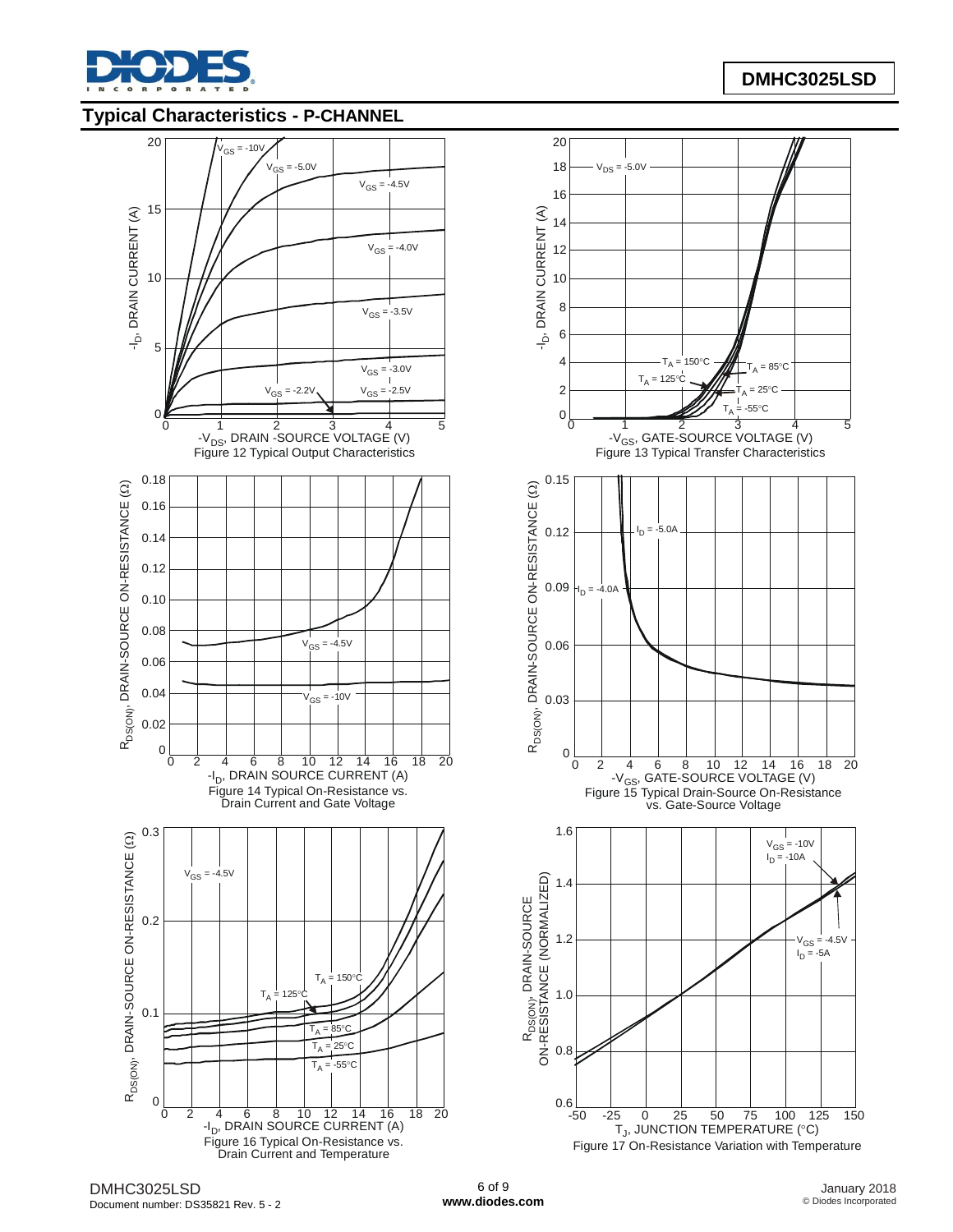## Typical Characteristics - P-CHANNEL

Figure 12 Typical Output Characteristics

Figure 13 Typical Transfer Characteristics

Figure 14 Typical On-Resistance vs. Drain Current and Gate Voltage

Figure 15 Typical Drain-Source On-Resistance vs. Gate-Source Voltage

Figure 16 Typical On-Resistance vs. Drain Current and Temperature

Figure 17 On-Resistance Variation with Temperature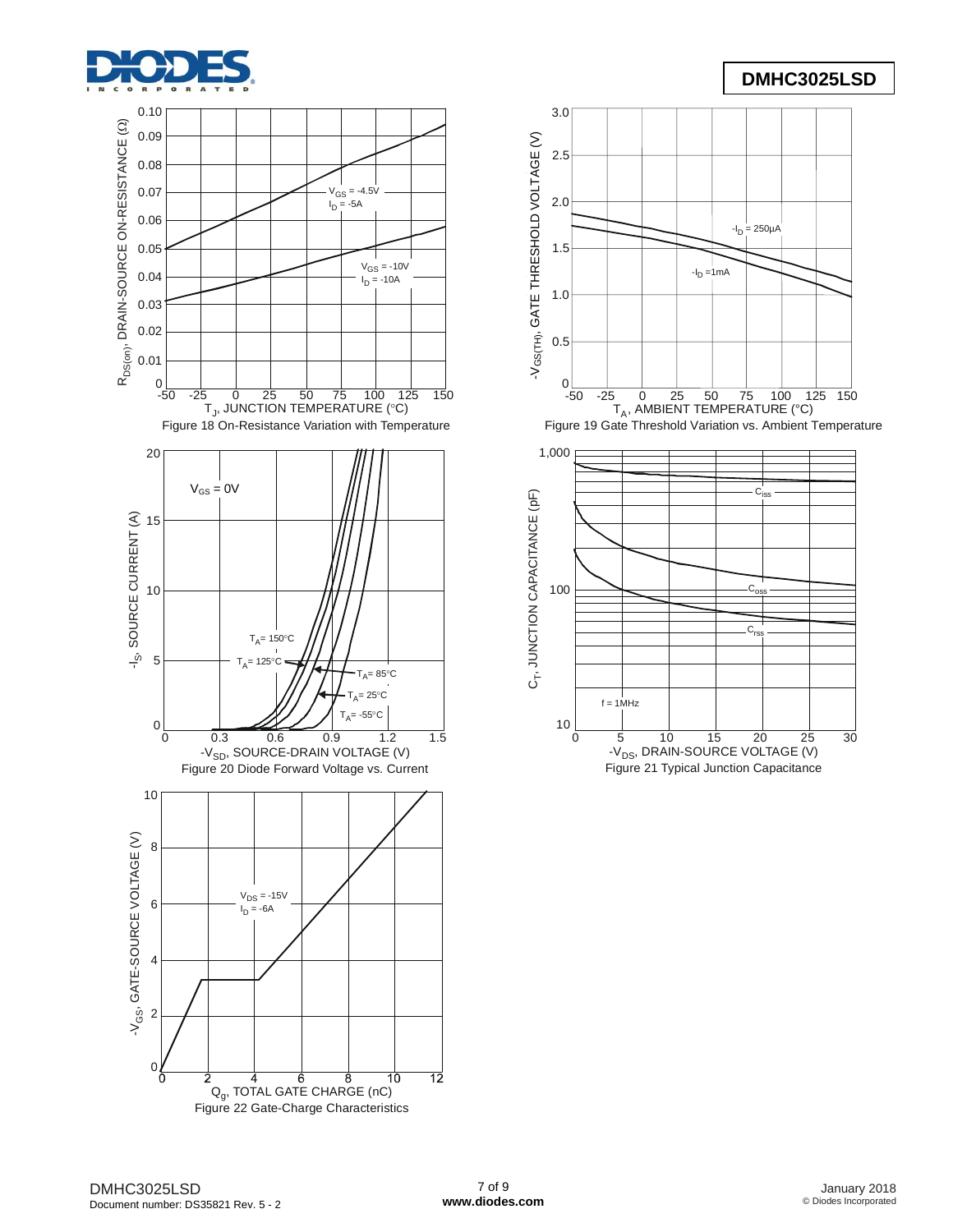Figure 18 On-Resistance Variation with Temperature

Figure 19 Gate Threshold Variation vs. Ambient Temperature

Figure 20 Diode Forward Voltage vs. Current

Figure 21 Typical Junction Capacitance

Figure 22 Gate-Charge Characteristics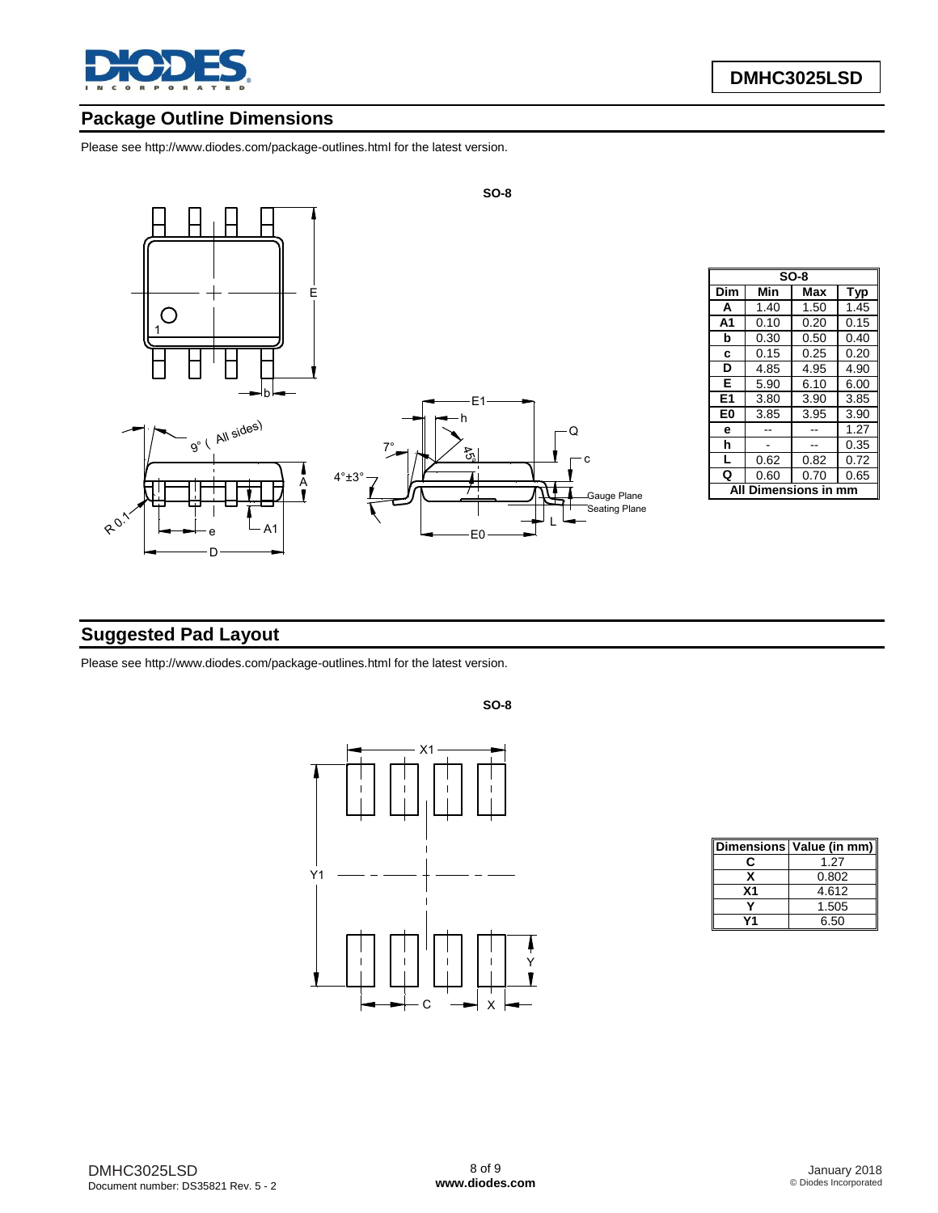## Package Outline Dimensions

Please see http://www.diodes.com/package-outlines.html for the latest version.

**SO-8**

| SO-8 | | | |
|---|---|---|---|
| **Dim** | **Min** | **Max** | **Typ** |
| **A** | 1.40 | 1.50 | 1.45 |
| **A1** | 0.10 | 0.20 | 0.15 |
| **b** | 0.30 | 0.50 | 0.40 |
| **c** | 0.15 | 0.25 | 0.20 |
| **D** | 4.85 | 4.95 | 4.90 |
| **E** | 5.90 | 6.10 | 6.00 |
| **E1** | 3.80 | 3.90 | 3.85 |
| **E0** | 3.85 | 3.95 | 3.90 |
| **e** | -- | -- | 1.27 |
| **h** | - | -- | 0.35 |
| **L** | 0.62 | 0.82 | 0.72 |
| **Q** | 0.60 | 0.70 | 0.65 |
| **All Dimensions in mm** | | | |

## Suggested Pad Layout

Please see http://www.diodes.com/package-outlines.html for the latest version.

**SO-8**

| Dimensions | Value (in mm) |
|---|---|
| C | 1.27 |
| X | 0.802 |
| X1 | 4.612 |
| Y | 1.505 |
| Y1 | 6.50 |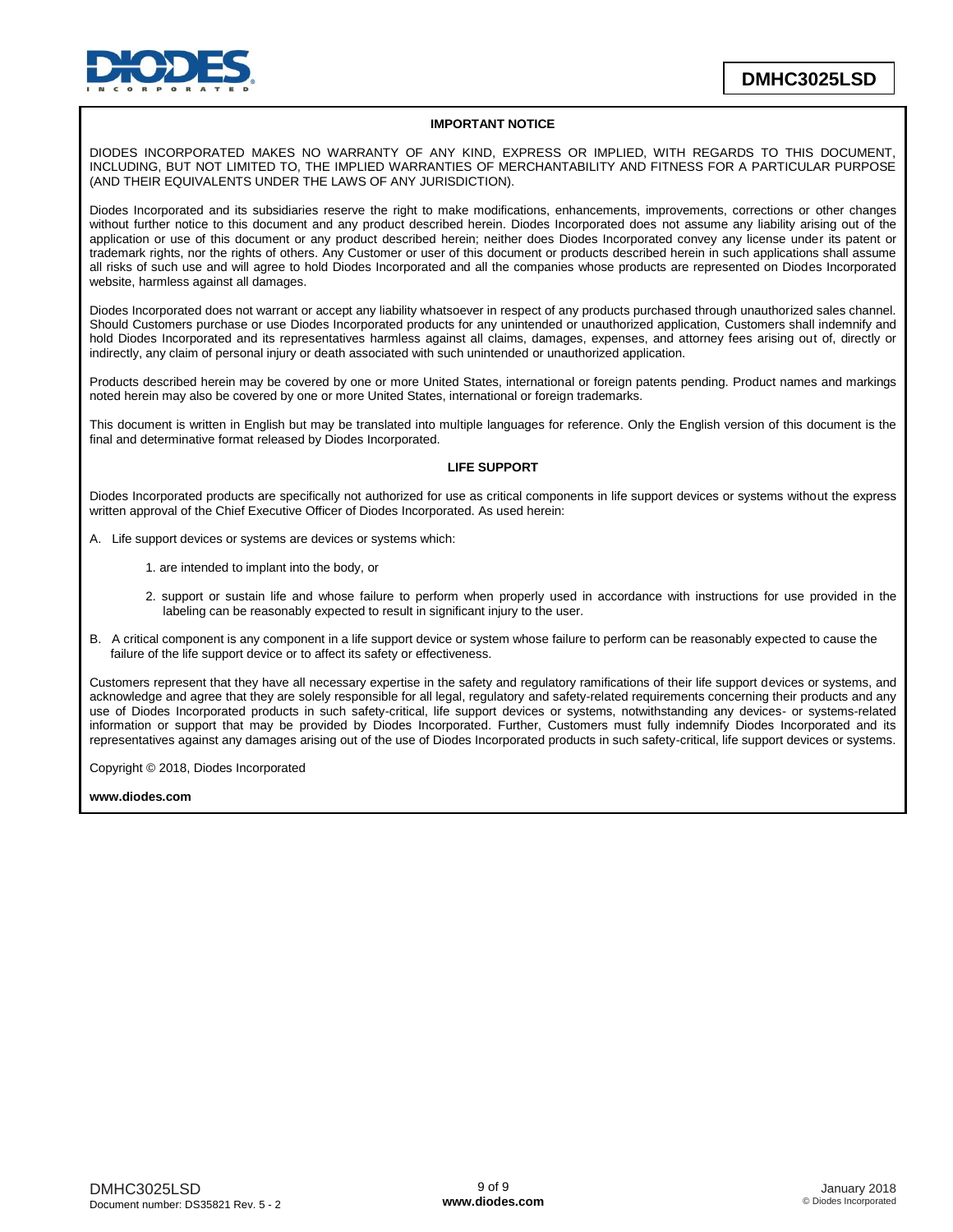## IMPORTANT NOTICE

DIODES INCORPORATED MAKES NO WARRANTY OF ANY KIND, EXPRESS OR IMPLIED, WITH REGARDS TO THIS DOCUMENT, INCLUDING, BUT NOT LIMITED TO, THE IMPLIED WARRANTIES OF MERCHANTABILITY AND FITNESS FOR A PARTICULAR PURPOSE (AND THEIR EQUIVALENTS UNDER THE LAWS OF ANY JURISDICTION).

Diodes Incorporated and its subsidiaries reserve the right to make modifications, enhancements, improvements, corrections or other changes without further notice to this document and any product described herein. Diodes Incorporated does not assume any liability arising out of the application or use of this document or any product described herein; neither does Diodes Incorporated convey any license under its patent or trademark rights, nor the rights of others. Any Customer or user of this document or products described herein in such applications shall assume all risks of such use and will agree to hold Diodes Incorporated and all the companies whose products are represented on Diodes Incorporated website, harmless against all damages.

Diodes Incorporated does not warrant or accept any liability whatsoever in respect of any products purchased through unauthorized sales channel. Should Customers purchase or use Diodes Incorporated products for any unintended or unauthorized application, Customers shall indemnify and hold Diodes Incorporated and its representatives harmless against all claims, damages, expenses, and attorney fees arising out of, directly or indirectly, any claim of personal injury or death associated with such unintended or unauthorized application.

Products described herein may be covered by one or more United States, international or foreign patents pending. Product names and markings noted herein may also be covered by one or more United States, international or foreign trademarks.

This document is written in English but may be translated into multiple languages for reference. Only the English version of this document is the final and determinative format released by Diodes Incorporated.

## LIFE SUPPORT

Diodes Incorporated products are specifically not authorized for use as critical components in life support devices or systems without the express written approval of the Chief Executive Officer of Diodes Incorporated. As used herein:

A. Life support devices or systems are devices or systems which:

1. are intended to implant into the body, or
2. support or sustain life and whose failure to perform when properly used in accordance with instructions for use provided in the labeling can be reasonably expected to result in significant injury to the user.

B. A critical component is any component in a life support device or system whose failure to perform can be reasonably expected to cause the failure of the life support device or to affect its safety or effectiveness.

Customers represent that they have all necessary expertise in the safety and regulatory ramifications of their life support devices or systems, and acknowledge and agree that they are solely responsible for all legal, regulatory and safety-related requirements concerning their products and any use of Diodes Incorporated products in such safety-critical, life support devices or systems, notwithstanding any devices- or systems-related information or support that may be provided by Diodes Incorporated. Further, Customers must fully indemnify Diodes Incorporated and its representatives against any damages arising out of the use of Diodes Incorporated products in such safety-critical, life support devices or systems.

Copyright © 2018, Diodes Incorporated

**www.diodes.com**